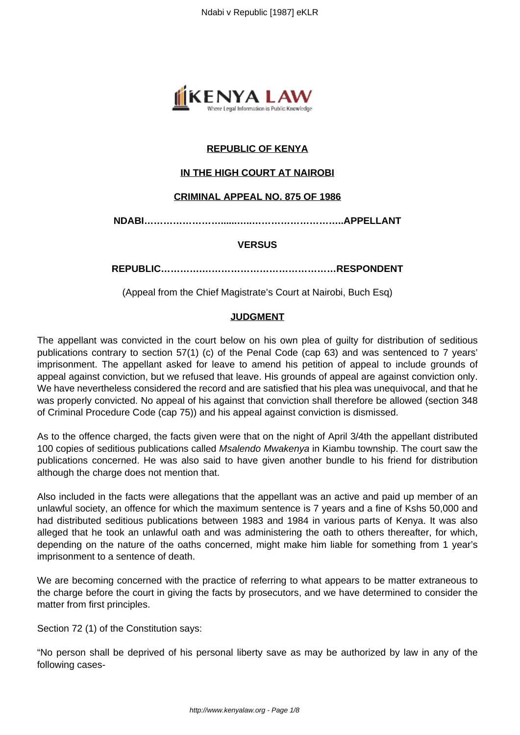**REPUBLIC OF KENYA**

**IN THE HIGH COURT AT NAIROBI**

**CRIMINAL APPEAL NO. 875 OF 1986**

**NDABI……………………......…..…………………………..APPELLANT**

**VERSUS**

**REPUBLIC………………………………………………RESPONDENT**

(Appeal from the Chief Magistrate's Court at Nairobi, Buch Esq)

**JUDGMENT**

The appellant was convicted in the court below on his own plea of guilty for distribution of seditious publications contrary to section 57(1) (c) of the Penal Code (cap 63) and was sentenced to 7 years' imprisonment. The appellant asked for leave to amend his petition of appeal to include grounds of appeal against conviction, but we refused that leave. His grounds of appeal are against conviction only. We have nevertheless considered the record and are satisfied that his plea was unequivocal, and that he was properly convicted. No appeal of his against that conviction shall therefore be allowed (section 348 of Criminal Procedure Code (cap 75)) and his appeal against conviction is dismissed.

As to the offence charged, the facts given were that on the night of April 3/4th the appellant distributed 100 copies of seditious publications called *Msalendo Mwakenya* in Kiambu township. The court saw the publications concerned. He was also said to have given another bundle to his friend for distribution although the charge does not mention that.

Also included in the facts were allegations that the appellant was an active and paid up member of an unlawful society, an offence for which the maximum sentence is 7 years and a fine of Kshs 50,000 and had distributed seditious publications between 1983 and 1984 in various parts of Kenya. It was also alleged that he took an unlawful oath and was administering the oath to others thereafter, for which, depending on the nature of the oaths concerned, might make him liable for something from 1 year's imprisonment to a sentence of death.

We are becoming concerned with the practice of referring to what appears to be matter extraneous to the charge before the court in giving the facts by prosecutors, and we have determined to consider the matter from first principles.

Section 72 (1) of the Constitution says:

"No person shall be deprived of his personal liberty save as may be authorized by law in any of the following cases-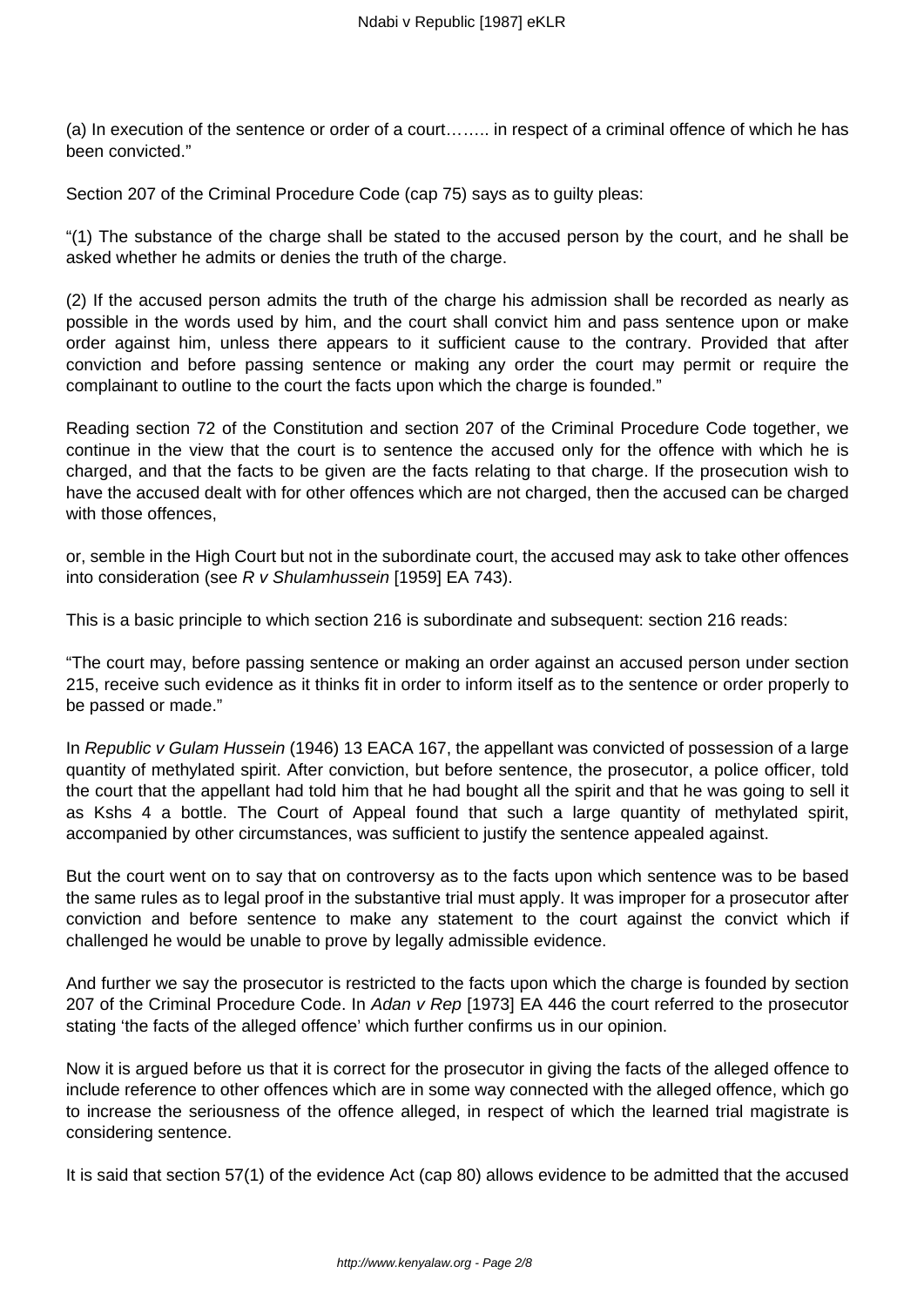(a) In execution of the sentence or order of a court…….. in respect of a criminal offence of which he has been convicted."

Section 207 of the Criminal Procedure Code (cap 75) says as to guilty pleas:

"(1) The substance of the charge shall be stated to the accused person by the court, and he shall be asked whether he admits or denies the truth of the charge.

(2) If the accused person admits the truth of the charge his admission shall be recorded as nearly as possible in the words used by him, and the court shall convict him and pass sentence upon or make order against him, unless there appears to it sufficient cause to the contrary. Provided that after conviction and before passing sentence or making any order the court may permit or require the complainant to outline to the court the facts upon which the charge is founded."

Reading section 72 of the Constitution and section 207 of the Criminal Procedure Code together, we continue in the view that the court is to sentence the accused only for the offence with which he is charged, and that the facts to be given are the facts relating to that charge. If the prosecution wish to have the accused dealt with for other offences which are not charged, then the accused can be charged with those offences,

or, semble in the High Court but not in the subordinate court, the accused may ask to take other offences into consideration (see *R v Shulamhussein* [1959] EA 743).

This is a basic principle to which section 216 is subordinate and subsequent: section 216 reads:

"The court may, before passing sentence or making an order against an accused person under section 215, receive such evidence as it thinks fit in order to inform itself as to the sentence or order properly to be passed or made."

In *Republic v Gulam Hussein* (1946) 13 EACA 167, the appellant was convicted of possession of a large quantity of methylated spirit. After conviction, but before sentence, the prosecutor, a police officer, told the court that the appellant had told him that he had bought all the spirit and that he was going to sell it as Kshs 4 a bottle. The Court of Appeal found that such a large quantity of methylated spirit, accompanied by other circumstances, was sufficient to justify the sentence appealed against.

But the court went on to say that on controversy as to the facts upon which sentence was to be based the same rules as to legal proof in the substantive trial must apply. It was improper for a prosecutor after conviction and before sentence to make any statement to the court against the convict which if challenged he would be unable to prove by legally admissible evidence.

And further we say the prosecutor is restricted to the facts upon which the charge is founded by section 207 of the Criminal Procedure Code. In *Adan v Rep* [1973] EA 446 the court referred to the prosecutor stating 'the facts of the alleged offence' which further confirms us in our opinion.

Now it is argued before us that it is correct for the prosecutor in giving the facts of the alleged offence to include reference to other offences which are in some way connected with the alleged offence, which go to increase the seriousness of the offence alleged, in respect of which the learned trial magistrate is considering sentence.

It is said that section 57(1) of the evidence Act (cap 80) allows evidence to be admitted that the accused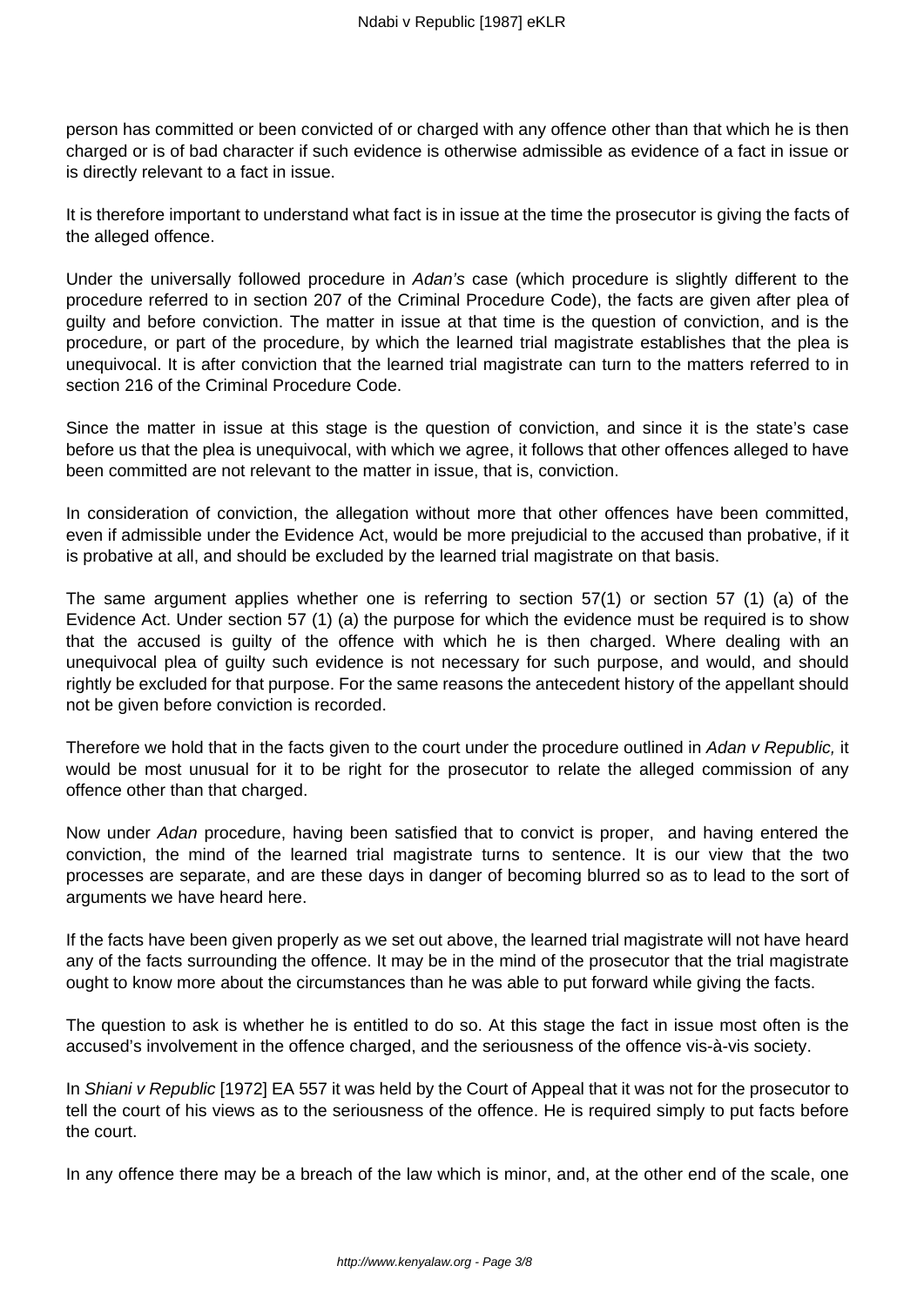person has committed or been convicted of or charged with any offence other than that which he is then charged or is of bad character if such evidence is otherwise admissible as evidence of a fact in issue or is directly relevant to a fact in issue.

It is therefore important to understand what fact is in issue at the time the prosecutor is giving the facts of the alleged offence.

Under the universally followed procedure in *Adan's* case (which procedure is slightly different to the procedure referred to in section 207 of the Criminal Procedure Code), the facts are given after plea of guilty and before conviction. The matter in issue at that time is the question of conviction, and is the procedure, or part of the procedure, by which the learned trial magistrate establishes that the plea is unequivocal. It is after conviction that the learned trial magistrate can turn to the matters referred to in section 216 of the Criminal Procedure Code.

Since the matter in issue at this stage is the question of conviction, and since it is the state's case before us that the plea is unequivocal, with which we agree, it follows that other offences alleged to have been committed are not relevant to the matter in issue, that is, conviction.

In consideration of conviction, the allegation without more that other offences have been committed, even if admissible under the Evidence Act, would be more prejudicial to the accused than probative, if it is probative at all, and should be excluded by the learned trial magistrate on that basis.

The same argument applies whether one is referring to section 57(1) or section 57 (1) (a) of the Evidence Act. Under section 57 (1) (a) the purpose for which the evidence must be required is to show that the accused is guilty of the offence with which he is then charged. Where dealing with an unequivocal plea of guilty such evidence is not necessary for such purpose, and would, and should rightly be excluded for that purpose. For the same reasons the antecedent history of the appellant should not be given before conviction is recorded.

Therefore we hold that in the facts given to the court under the procedure outlined in *Adan v Republic,* it would be most unusual for it to be right for the prosecutor to relate the alleged commission of any offence other than that charged.

Now under *Adan* procedure, having been satisfied that to convict is proper, and having entered the conviction, the mind of the learned trial magistrate turns to sentence. It is our view that the two processes are separate, and are these days in danger of becoming blurred so as to lead to the sort of arguments we have heard here.

If the facts have been given properly as we set out above, the learned trial magistrate will not have heard any of the facts surrounding the offence. It may be in the mind of the prosecutor that the trial magistrate ought to know more about the circumstances than he was able to put forward while giving the facts.

The question to ask is whether he is entitled to do so. At this stage the fact in issue most often is the accused's involvement in the offence charged, and the seriousness of the offence vis-à-vis society.

In *Shiani v Republic* [1972] EA 557 it was held by the Court of Appeal that it was not for the prosecutor to tell the court of his views as to the seriousness of the offence. He is required simply to put facts before the court.

In any offence there may be a breach of the law which is minor, and, at the other end of the scale, one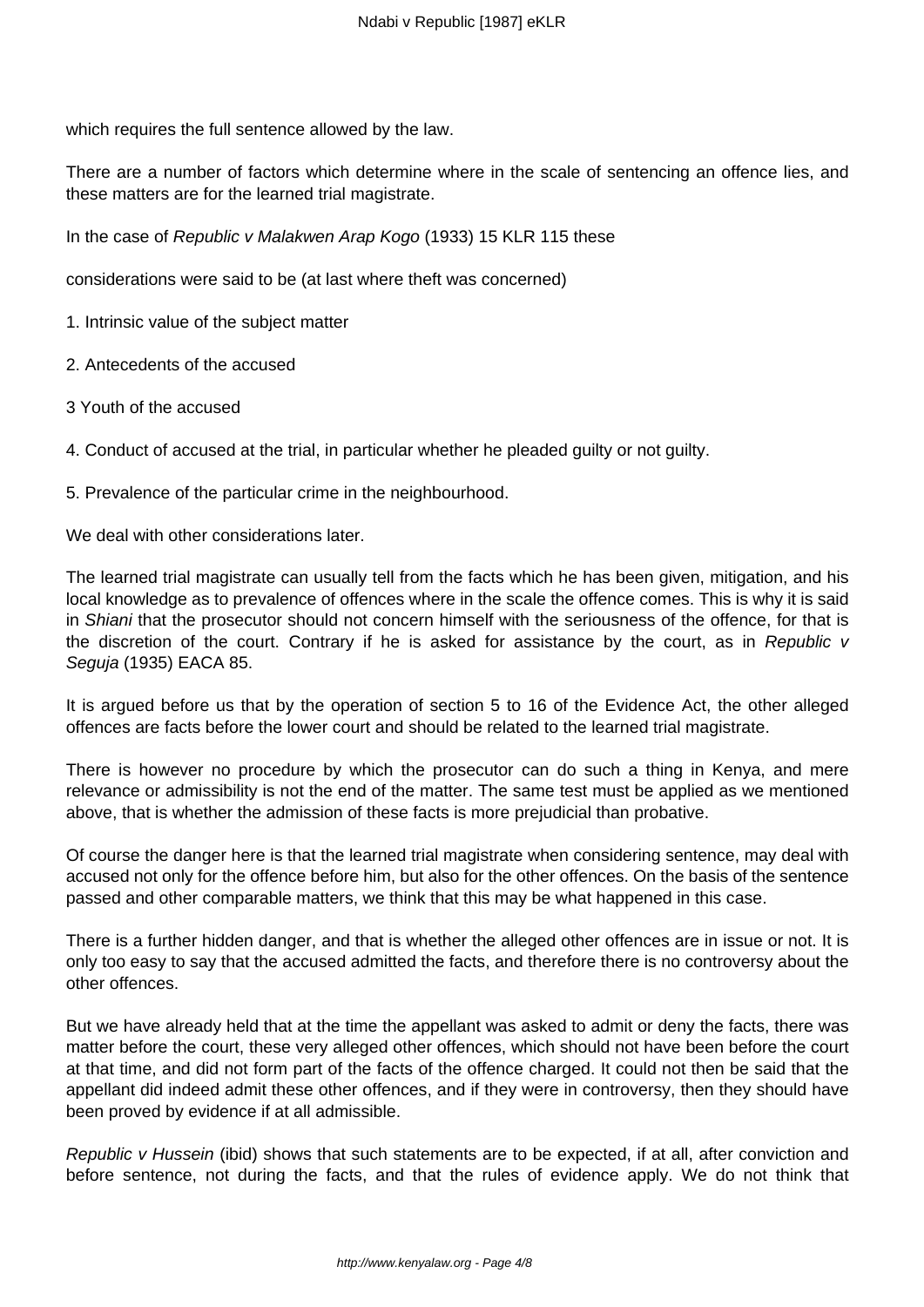which requires the full sentence allowed by the law.

There are a number of factors which determine where in the scale of sentencing an offence lies, and these matters are for the learned trial magistrate.

In the case of *Republic v Malakwen Arap Kogo* (1933) 15 KLR 115 these

considerations were said to be (at last where theft was concerned)

1. Intrinsic value of the subject matter

2. Antecedents of the accused

3 Youth of the accused

4. Conduct of accused at the trial, in particular whether he pleaded guilty or not guilty.

5. Prevalence of the particular crime in the neighbourhood.

We deal with other considerations later.

The learned trial magistrate can usually tell from the facts which he has been given, mitigation, and his local knowledge as to prevalence of offences where in the scale the offence comes. This is why it is said in *Shiani* that the prosecutor should not concern himself with the seriousness of the offence, for that is the discretion of the court. Contrary if he is asked for assistance by the court, as in *Republic v Seguja* (1935) EACA 85.

It is argued before us that by the operation of section 5 to 16 of the Evidence Act, the other alleged offences are facts before the lower court and should be related to the learned trial magistrate.

There is however no procedure by which the prosecutor can do such a thing in Kenya, and mere relevance or admissibility is not the end of the matter. The same test must be applied as we mentioned above, that is whether the admission of these facts is more prejudicial than probative.

Of course the danger here is that the learned trial magistrate when considering sentence, may deal with accused not only for the offence before him, but also for the other offences. On the basis of the sentence passed and other comparable matters, we think that this may be what happened in this case.

There is a further hidden danger, and that is whether the alleged other offences are in issue or not. It is only too easy to say that the accused admitted the facts, and therefore there is no controversy about the other offences.

But we have already held that at the time the appellant was asked to admit or deny the facts, there was matter before the court, these very alleged other offences, which should not have been before the court at that time, and did not form part of the facts of the offence charged. It could not then be said that the appellant did indeed admit these other offences, and if they were in controversy, then they should have been proved by evidence if at all admissible.

*Republic v Hussein* (ibid) shows that such statements are to be expected, if at all, after conviction and before sentence, not during the facts, and that the rules of evidence apply. We do not think that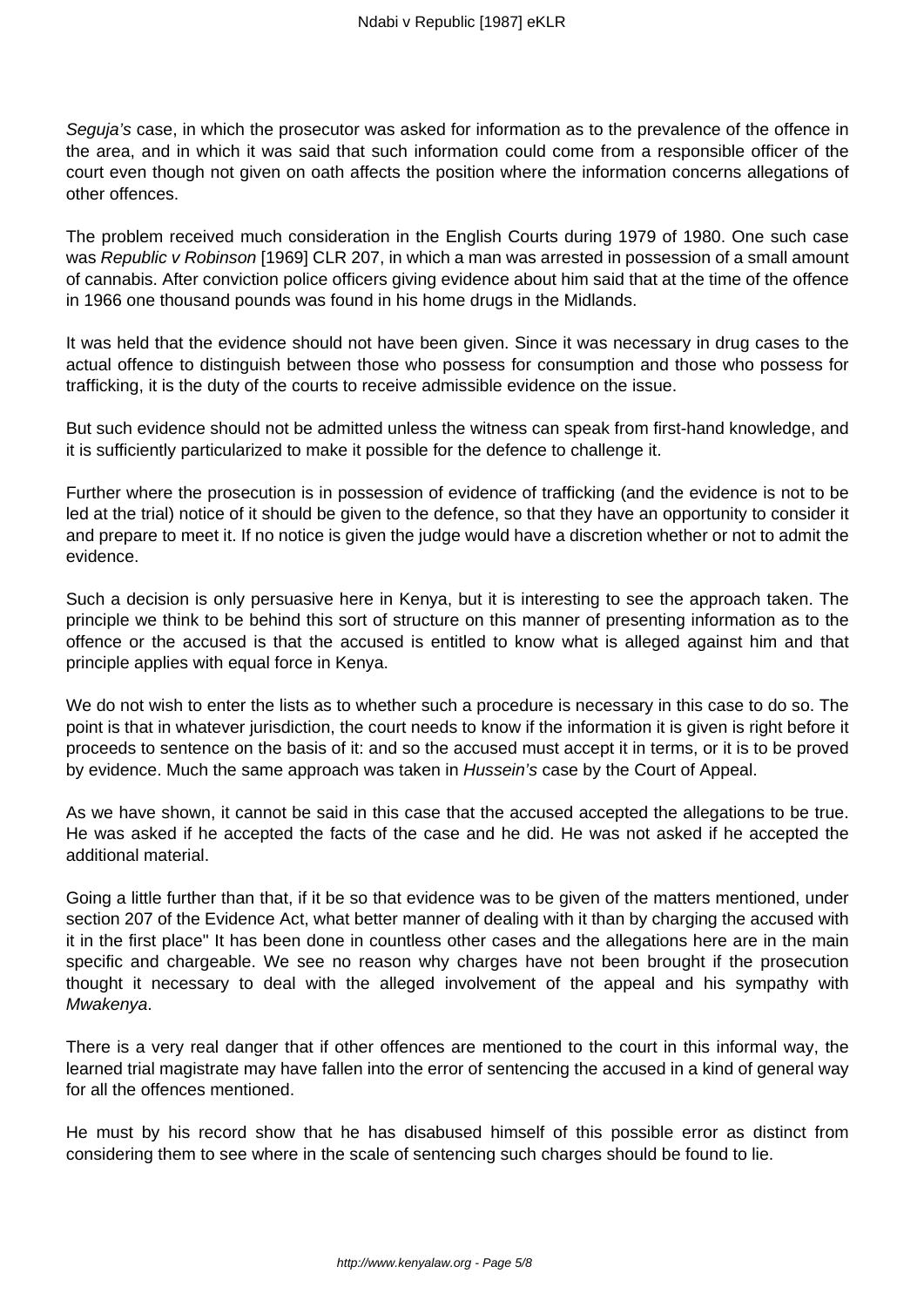*Seguja's* case, in which the prosecutor was asked for information as to the prevalence of the offence in the area, and in which it was said that such information could come from a responsible officer of the court even though not given on oath affects the position where the information concerns allegations of other offences.

The problem received much consideration in the English Courts during 1979 of 1980. One such case was *Republic v Robinson* [1969] CLR 207, in which a man was arrested in possession of a small amount of cannabis. After conviction police officers giving evidence about him said that at the time of the offence in 1966 one thousand pounds was found in his home drugs in the Midlands.

It was held that the evidence should not have been given. Since it was necessary in drug cases to the actual offence to distinguish between those who possess for consumption and those who possess for trafficking, it is the duty of the courts to receive admissible evidence on the issue.

But such evidence should not be admitted unless the witness can speak from first-hand knowledge, and it is sufficiently particularized to make it possible for the defence to challenge it.

Further where the prosecution is in possession of evidence of trafficking (and the evidence is not to be led at the trial) notice of it should be given to the defence, so that they have an opportunity to consider it and prepare to meet it. If no notice is given the judge would have a discretion whether or not to admit the evidence.

Such a decision is only persuasive here in Kenya, but it is interesting to see the approach taken. The principle we think to be behind this sort of structure on this manner of presenting information as to the offence or the accused is that the accused is entitled to know what is alleged against him and that principle applies with equal force in Kenya.

We do not wish to enter the lists as to whether such a procedure is necessary in this case to do so. The point is that in whatever jurisdiction, the court needs to know if the information it is given is right before it proceeds to sentence on the basis of it: and so the accused must accept it in terms, or it is to be proved by evidence. Much the same approach was taken in *Hussein's* case by the Court of Appeal.

As we have shown, it cannot be said in this case that the accused accepted the allegations to be true. He was asked if he accepted the facts of the case and he did. He was not asked if he accepted the additional material.

Going a little further than that, if it be so that evidence was to be given of the matters mentioned, under section 207 of the Evidence Act, what better manner of dealing with it than by charging the accused with it in the first place" It has been done in countless other cases and the allegations here are in the main specific and chargeable. We see no reason why charges have not been brought if the prosecution thought it necessary to deal with the alleged involvement of the appeal and his sympathy with *Mwakenya*.

There is a very real danger that if other offences are mentioned to the court in this informal way, the learned trial magistrate may have fallen into the error of sentencing the accused in a kind of general way for all the offences mentioned.

He must by his record show that he has disabused himself of this possible error as distinct from considering them to see where in the scale of sentencing such charges should be found to lie.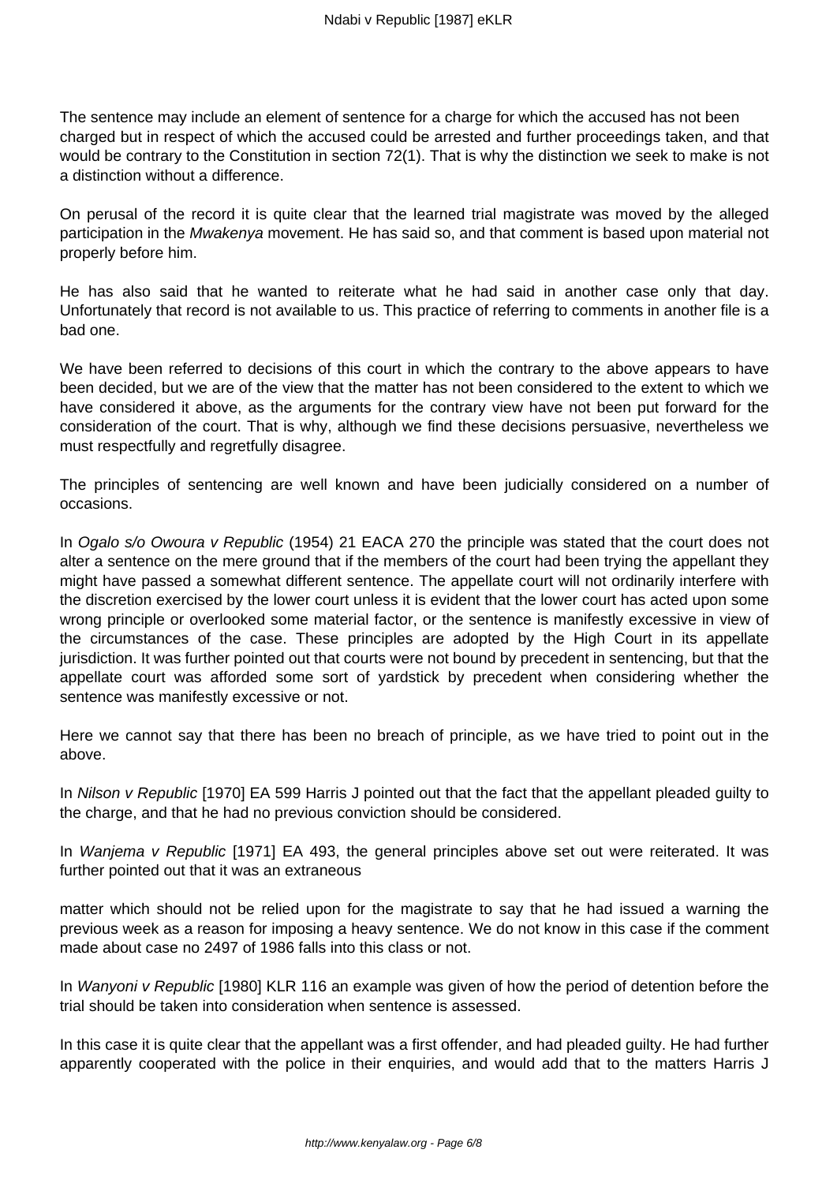The sentence may include an element of sentence for a charge for which the accused has not been charged but in respect of which the accused could be arrested and further proceedings taken, and that would be contrary to the Constitution in section 72(1). That is why the distinction we seek to make is not a distinction without a difference.

On perusal of the record it is quite clear that the learned trial magistrate was moved by the alleged participation in the *Mwakenya* movement. He has said so, and that comment is based upon material not properly before him.

He has also said that he wanted to reiterate what he had said in another case only that day. Unfortunately that record is not available to us. This practice of referring to comments in another file is a bad one.

We have been referred to decisions of this court in which the contrary to the above appears to have been decided, but we are of the view that the matter has not been considered to the extent to which we have considered it above, as the arguments for the contrary view have not been put forward for the consideration of the court. That is why, although we find these decisions persuasive, nevertheless we must respectfully and regretfully disagree.

The principles of sentencing are well known and have been judicially considered on a number of occasions.

In *Ogalo s/o Owoura v Republic* (1954) 21 EACA 270 the principle was stated that the court does not alter a sentence on the mere ground that if the members of the court had been trying the appellant they might have passed a somewhat different sentence. The appellate court will not ordinarily interfere with the discretion exercised by the lower court unless it is evident that the lower court has acted upon some wrong principle or overlooked some material factor, or the sentence is manifestly excessive in view of the circumstances of the case. These principles are adopted by the High Court in its appellate jurisdiction. It was further pointed out that courts were not bound by precedent in sentencing, but that the appellate court was afforded some sort of yardstick by precedent when considering whether the sentence was manifestly excessive or not.

Here we cannot say that there has been no breach of principle, as we have tried to point out in the above.

In *Nilson v Republic* [1970] EA 599 Harris J pointed out that the fact that the appellant pleaded guilty to the charge, and that he had no previous conviction should be considered.

In *Wanjema v Republic* [1971] EA 493, the general principles above set out were reiterated. It was further pointed out that it was an extraneous matter which should not be relied upon for the magistrate to say that he had issued a warning the previous week as a reason for imposing a heavy sentence. We do not know in this case if the comment made about case no 2497 of 1986 falls into this class or not.

In *Wanyoni v Republic* [1980] KLR 116 an example was given of how the period of detention before the trial should be taken into consideration when sentence is assessed.

In this case it is quite clear that the appellant was a first offender, and had pleaded guilty. He had further apparently cooperated with the police in their enquiries, and would add that to the matters Harris J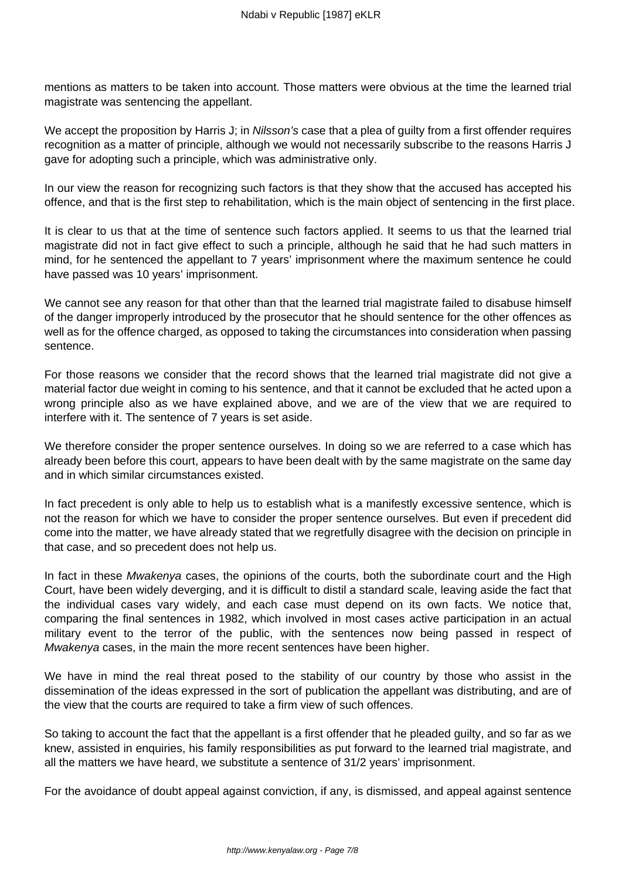mentions as matters to be taken into account. Those matters were obvious at the time the learned trial magistrate was sentencing the appellant.

We accept the proposition by Harris J; in *Nilsson's* case that a plea of guilty from a first offender requires recognition as a matter of principle, although we would not necessarily subscribe to the reasons Harris J gave for adopting such a principle, which was administrative only.

In our view the reason for recognizing such factors is that they show that the accused has accepted his offence, and that is the first step to rehabilitation, which is the main object of sentencing in the first place.

It is clear to us that at the time of sentence such factors applied. It seems to us that the learned trial magistrate did not in fact give effect to such a principle, although he said that he had such matters in mind, for he sentenced the appellant to 7 years' imprisonment where the maximum sentence he could have passed was 10 years' imprisonment.

We cannot see any reason for that other than that the learned trial magistrate failed to disabuse himself of the danger improperly introduced by the prosecutor that he should sentence for the other offences as well as for the offence charged, as opposed to taking the circumstances into consideration when passing sentence.

For those reasons we consider that the record shows that the learned trial magistrate did not give a material factor due weight in coming to his sentence, and that it cannot be excluded that he acted upon a wrong principle also as we have explained above, and we are of the view that we are required to interfere with it. The sentence of 7 years is set aside.

We therefore consider the proper sentence ourselves. In doing so we are referred to a case which has already been before this court, appears to have been dealt with by the same magistrate on the same day and in which similar circumstances existed.

In fact precedent is only able to help us to establish what is a manifestly excessive sentence, which is not the reason for which we have to consider the proper sentence ourselves. But even if precedent did come into the matter, we have already stated that we regretfully disagree with the decision on principle in that case, and so precedent does not help us.

In fact in these *Mwakenya* cases, the opinions of the courts, both the subordinate court and the High Court, have been widely deverging, and it is difficult to distil a standard scale, leaving aside the fact that the individual cases vary widely, and each case must depend on its own facts. We notice that, comparing the final sentences in 1982, which involved in most cases active participation in an actual military event to the terror of the public, with the sentences now being passed in respect of *Mwakenya* cases, in the main the more recent sentences have been higher.

We have in mind the real threat posed to the stability of our country by those who assist in the dissemination of the ideas expressed in the sort of publication the appellant was distributing, and are of the view that the courts are required to take a firm view of such offences.

So taking to account the fact that the appellant is a first offender that he pleaded guilty, and so far as we knew, assisted in enquiries, his family responsibilities as put forward to the learned trial magistrate, and all the matters we have heard, we substitute a sentence of 31/2 years' imprisonment.

For the avoidance of doubt appeal against conviction, if any, is dismissed, and appeal against sentence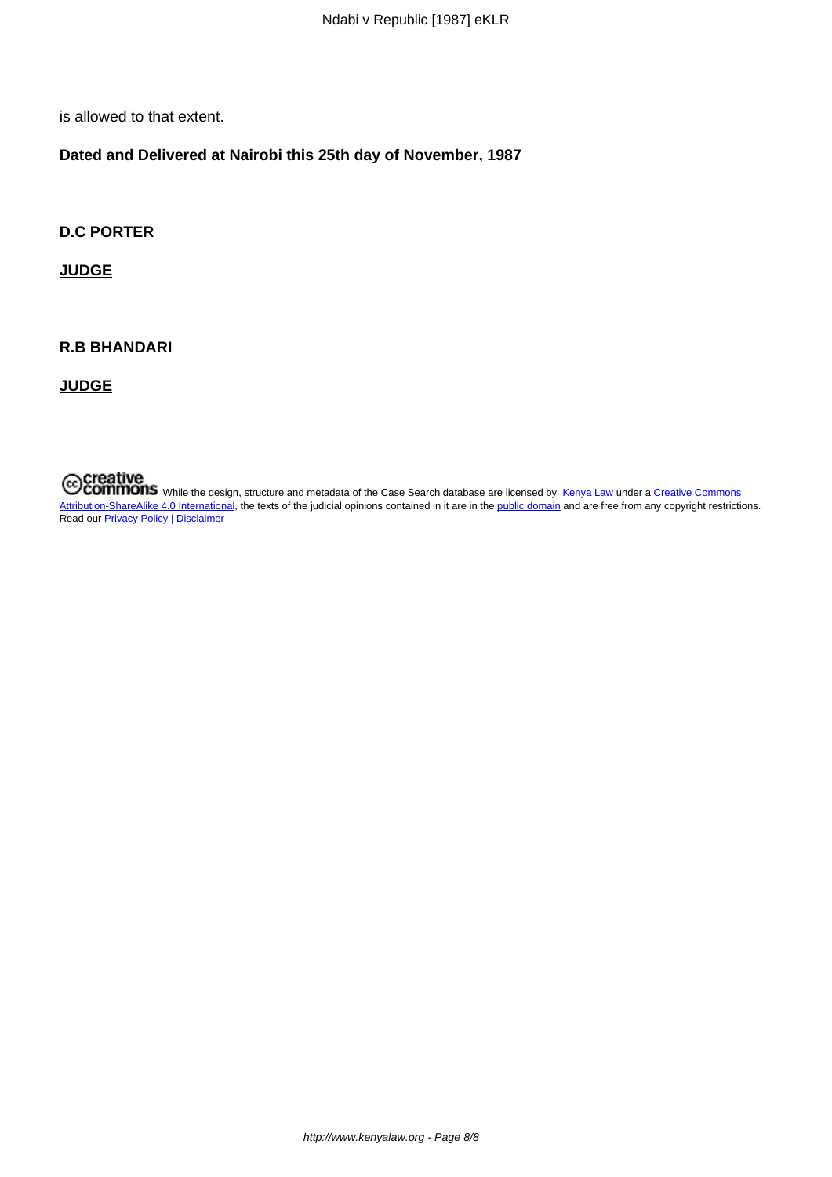is allowed to that extent.

**Dated and Delivered at Nairobi this 25th day of November, 1987**

**D.C PORTER**

**JUDGE**

**R.B BHANDARI**

**JUDGE**

While the design, structure and metadata of the Case Search database are licensed by Kenya Law under a Creative Commons Attribution-ShareAlike 4.0 International, the texts of the judicial opinions contained in it are in the public domain and are free from any copyright restrictions. Read our Privacy Policy | Disclaimer